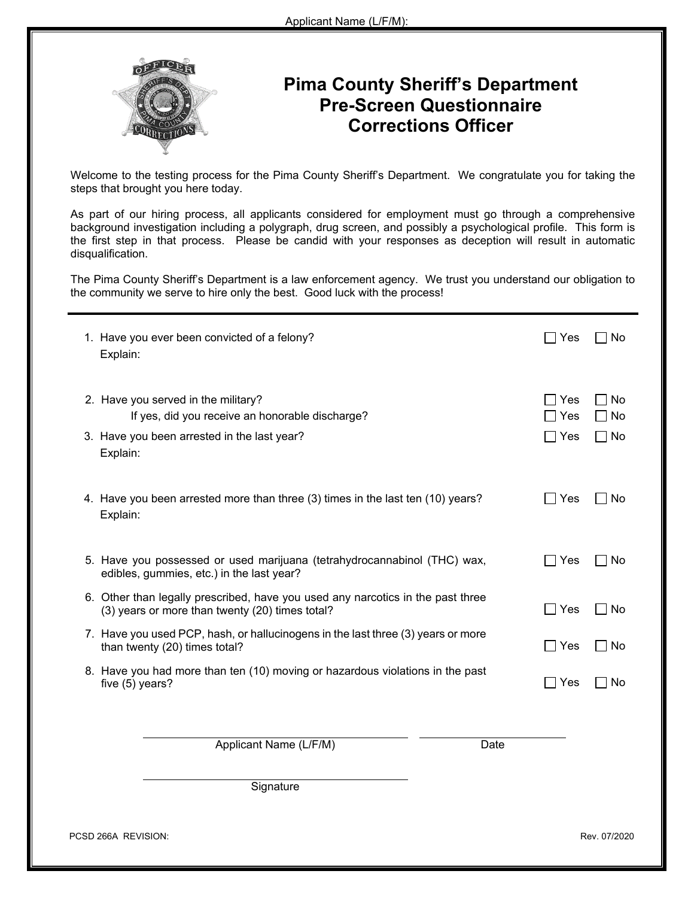Applicant Name (L/F/M):

# Pima County Sheriff's Department
## Pre-Screen Questionnaire
## Corrections Officer

Welcome to the testing process for the Pima County Sheriff's Department. We congratulate you for taking the steps that brought you here today.

As part of our hiring process, all applicants considered for employment must go through a comprehensive background investigation including a polygraph, drug screen, and possibly a psychological profile. This form is the first step in that process. Please be candid with your responses as deception will result in automatic disqualification.

The Pima County Sheriff's Department is a law enforcement agency. We trust you understand our obligation to the community we serve to hire only the best. Good luck with the process!

---

1. Have you ever been convicted of a felony? ☐ Yes ☐ No
   Explain:

2. Have you served in the military? ☐ Yes ☐ No
   If yes, did you receive an honorable discharge? ☐ Yes ☐ No

3. Have you been arrested in the last year? ☐ Yes ☐ No
   Explain:

4. Have you been arrested more than three (3) times in the last ten (10) years? ☐ Yes ☐ No
   Explain:

5. Have you possessed or used marijuana (tetrahydrocannabinol (THC) wax, edibles, gummies, etc.) in the last year? ☐ Yes ☐ No

6. Other than legally prescribed, have you used any narcotics in the past three (3) years or more than twenty (20) times total? ☐ Yes ☐ No

7. Have you used PCP, hash, or hallucinogens in the last three (3) years or more than twenty (20) times total? ☐ Yes ☐ No

8. Have you had more than ten (10) moving or hazardous violations in the past five (5) years? ☐ Yes ☐ No

\_\_\_\_\_\_\_\_\_\_\_\_\_\_\_\_\_\_\_\_\_\_\_\_\_\_\_\_\_\_ \_\_\_\_\_\_\_\_\_\_\_\_\_\_\_\_
Applicant Name (L/F/M) Date

\_\_\_\_\_\_\_\_\_\_\_\_\_\_\_\_\_\_\_\_\_\_\_\_\_\_\_\_\_\_
Signature

PCSD 266A REVISION: Rev. 07/2020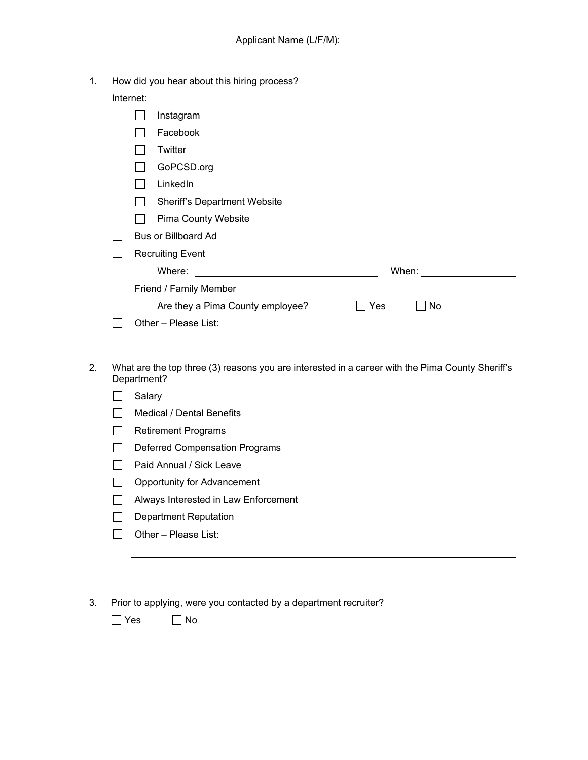Applicant Name (L/F/M): ______________________________

1. How did you hear about this hiring process?

   Internet:

   - ☐ Instagram
   - ☐ Facebook
   - ☐ Twitter
   - ☐ GoPCSD.org
   - ☐ LinkedIn
   - ☐ Sheriff's Department Website
   - ☐ Pima County Website

   ☐ Bus or Billboard Ad

   ☐ Recruiting Event

   Where: ______________________________ When: ____________________

   ☐ Friend / Family Member

   Are they a Pima County employee? ☐ Yes ☐ No

   ☐ Other – Please List: ______________________________

2. What are the top three (3) reasons you are interested in a career with the Pima County Sheriff's Department?

   - ☐ Salary
   - ☐ Medical / Dental Benefits
   - ☐ Retirement Programs
   - ☐ Deferred Compensation Programs
   - ☐ Paid Annual / Sick Leave
   - ☐ Opportunity for Advancement
   - ☐ Always Interested in Law Enforcement
   - ☐ Department Reputation
   - ☐ Other – Please List: ______________________________

   ______________________________

3. Prior to applying, were you contacted by a department recruiter?

   ☐ Yes ☐ No